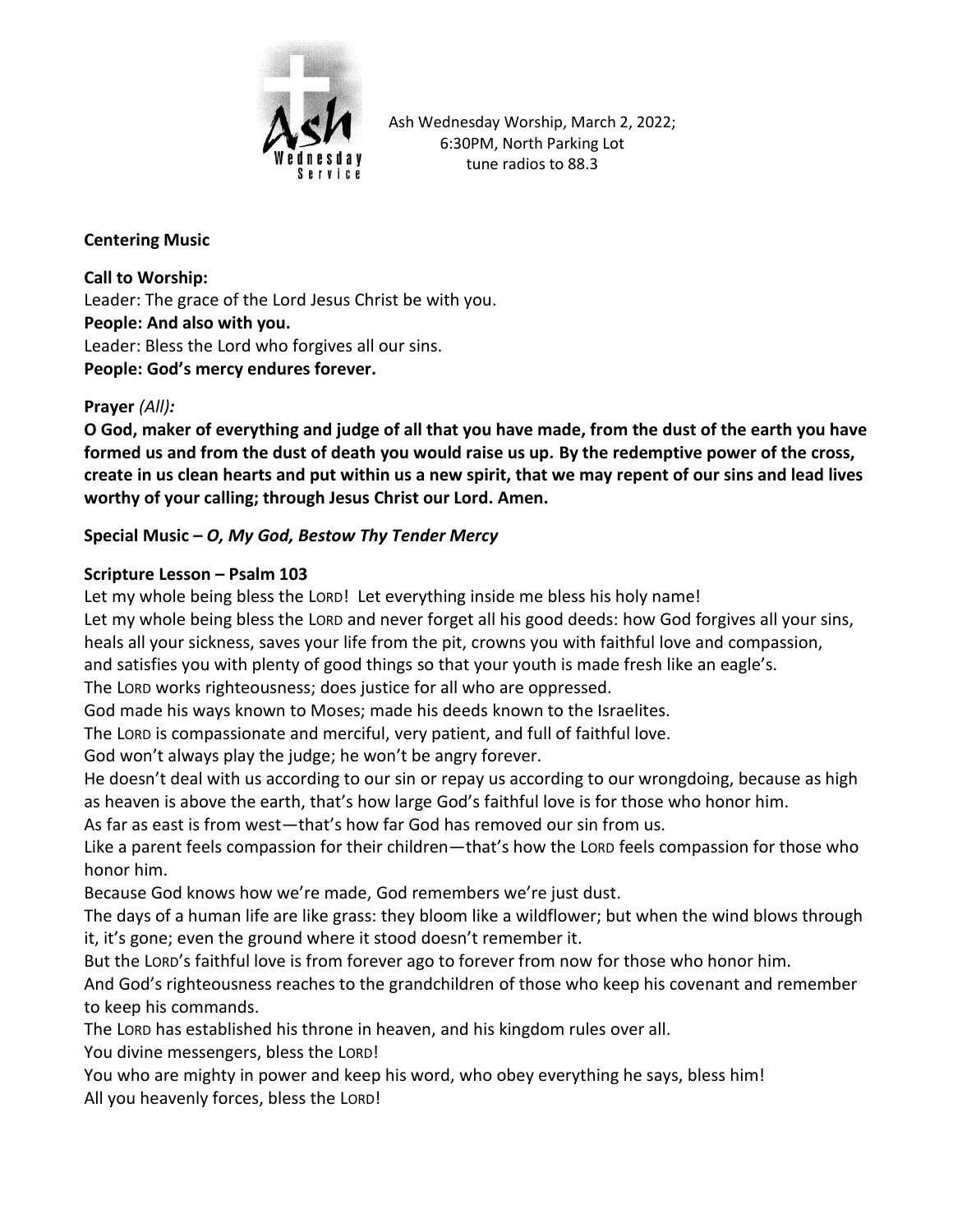Ash Wednesday Worship, March 2, 2022;
6:30PM, North Parking Lot
tune radios to 88.3

**Centering Music**

**Call to Worship:**
Leader: The grace of the Lord Jesus Christ be with you.
**People: And also with you.**
Leader: Bless the Lord who forgives all our sins.
**People: God's mercy endures forever.**

**Prayer** *(All):*
**O God, maker of everything and judge of all that you have made, from the dust of the earth you have formed us and from the dust of death you would raise us up. By the redemptive power of the cross, create in us clean hearts and put within us a new spirit, that we may repent of our sins and lead lives worthy of your calling; through Jesus Christ our Lord. Amen.**

**Special Music –** ***O, My God, Bestow Thy Tender Mercy***

**Scripture Lesson – Psalm 103**
Let my whole being bless the LORD! Let everything inside me bless his holy name!
Let my whole being bless the LORD and never forget all his good deeds: how God forgives all your sins, heals all your sickness, saves your life from the pit, crowns you with faithful love and compassion, and satisfies you with plenty of good things so that your youth is made fresh like an eagle's.
The LORD works righteousness; does justice for all who are oppressed.
God made his ways known to Moses; made his deeds known to the Israelites.
The LORD is compassionate and merciful, very patient, and full of faithful love.
God won't always play the judge; he won't be angry forever.
He doesn't deal with us according to our sin or repay us according to our wrongdoing, because as high as heaven is above the earth, that's how large God's faithful love is for those who honor him.
As far as east is from west—that's how far God has removed our sin from us.
Like a parent feels compassion for their children—that's how the LORD feels compassion for those who honor him.
Because God knows how we're made, God remembers we're just dust.
The days of a human life are like grass: they bloom like a wildflower; but when the wind blows through it, it's gone; even the ground where it stood doesn't remember it.
But the LORD's faithful love is from forever ago to forever from now for those who honor him.
And God's righteousness reaches to the grandchildren of those who keep his covenant and remember to keep his commands.
The LORD has established his throne in heaven, and his kingdom rules over all.
You divine messengers, bless the LORD!
You who are mighty in power and keep his word, who obey everything he says, bless him!
All you heavenly forces, bless the LORD!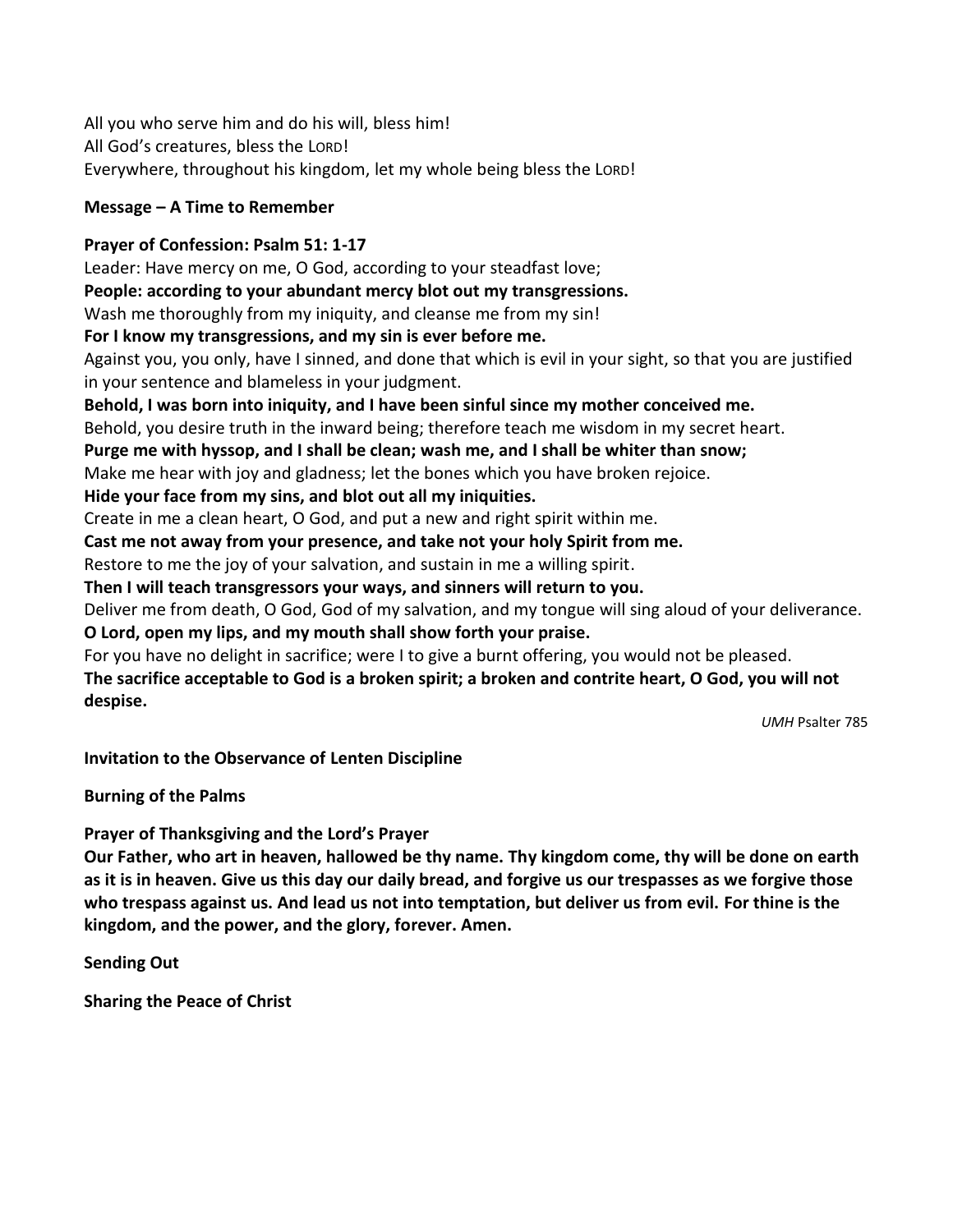All you who serve him and do his will, bless him!
All God's creatures, bless the LORD!
Everywhere, throughout his kingdom, let my whole being bless the LORD!

**Message – A Time to Remember**

**Prayer of Confession: Psalm 51: 1-17**

Leader: Have mercy on me, O God, according to your steadfast love;
**People: according to your abundant mercy blot out my transgressions.**
Wash me thoroughly from my iniquity, and cleanse me from my sin!
**For I know my transgressions, and my sin is ever before me.**
Against you, you only, have I sinned, and done that which is evil in your sight, so that you are justified in your sentence and blameless in your judgment.
**Behold, I was born into iniquity, and I have been sinful since my mother conceived me.**
Behold, you desire truth in the inward being; therefore teach me wisdom in my secret heart.
**Purge me with hyssop, and I shall be clean; wash me, and I shall be whiter than snow;**
Make me hear with joy and gladness; let the bones which you have broken rejoice.
**Hide your face from my sins, and blot out all my iniquities.**
Create in me a clean heart, O God, and put a new and right spirit within me.
**Cast me not away from your presence, and take not your holy Spirit from me.**
Restore to me the joy of your salvation, and sustain in me a willing spirit.
**Then I will teach transgressors your ways, and sinners will return to you.**
Deliver me from death, O God, God of my salvation, and my tongue will sing aloud of your deliverance.
**O Lord, open my lips, and my mouth shall show forth your praise.**
For you have no delight in sacrifice; were I to give a burnt offering, you would not be pleased.
**The sacrifice acceptable to God is a broken spirit; a broken and contrite heart, O God, you will not despise.**

*UMH* Psalter 785

**Invitation to the Observance of Lenten Discipline**

**Burning of the Palms**

**Prayer of Thanksgiving and the Lord's Prayer**

**Our Father, who art in heaven, hallowed be thy name. Thy kingdom come, thy will be done on earth as it is in heaven. Give us this day our daily bread, and forgive us our trespasses as we forgive those who trespass against us. And lead us not into temptation, but deliver us from evil. For thine is the kingdom, and the power, and the glory, forever. Amen.**

**Sending Out**

**Sharing the Peace of Christ**